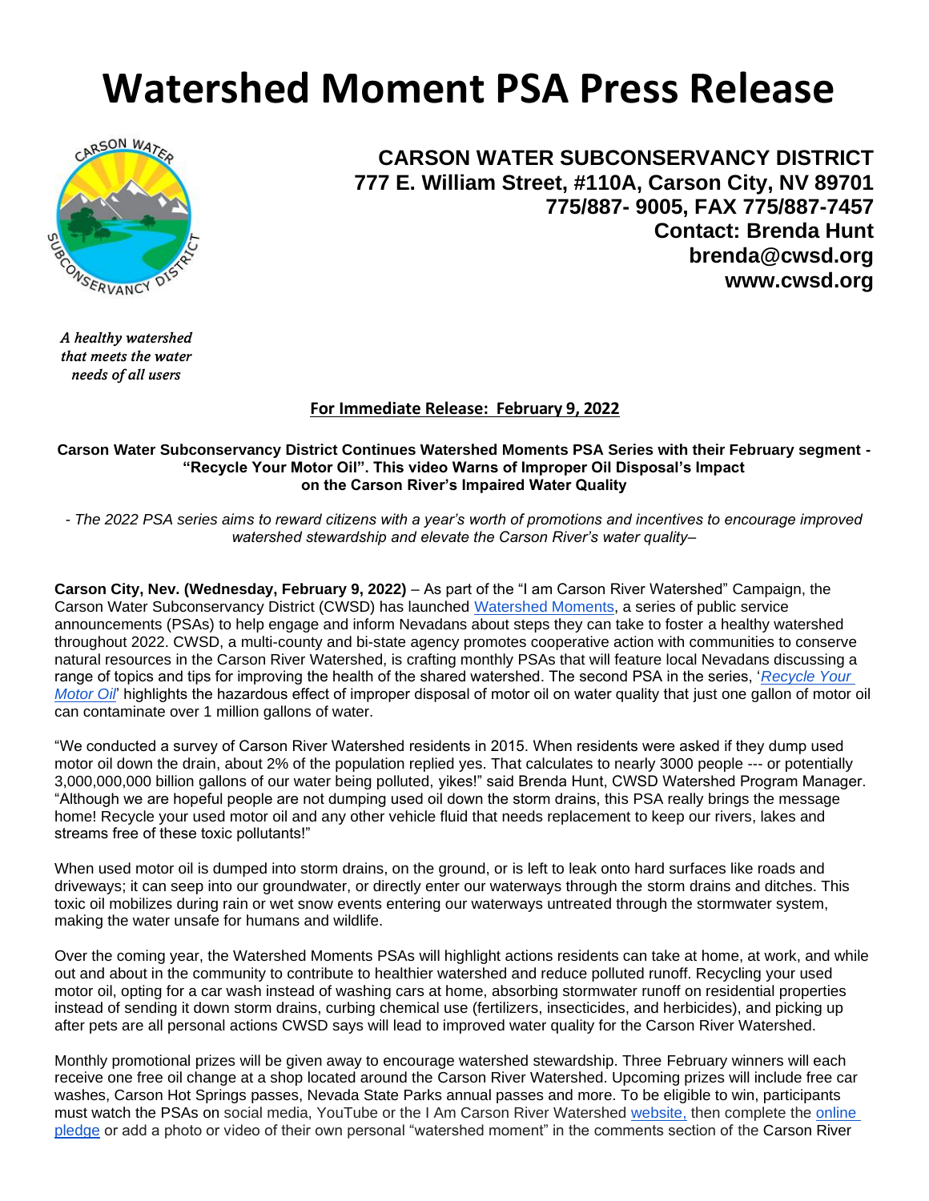# Watershed Moment PSA Press Release

**CARSON WATER SUBCONSERVANCY DISTRICT**
**777 E. William Street, #110A, Carson City, NV 89701**
**775/887- 9005, FAX 775/887-7457**
**Contact: Brenda Hunt**
**brenda@cwsd.org**
**www.cwsd.org**

*A healthy watershed that meets the water needs of all users*

**For Immediate Release: February 9, 2022**

**Carson Water Subconservancy District Continues Watershed Moments PSA Series with their February segment - "Recycle Your Motor Oil". This video Warns of Improper Oil Disposal's Impact on the Carson River's Impaired Water Quality**

*- The 2022 PSA series aims to reward citizens with a year's worth of promotions and incentives to encourage improved watershed stewardship and elevate the Carson River's water quality–*

**Carson City, Nev. (Wednesday, February 9, 2022)** – As part of the "I am Carson River Watershed" Campaign, the Carson Water Subconservancy District (CWSD) has launched Watershed Moments, a series of public service announcements (PSAs) to help engage and inform Nevadans about steps they can take to foster a healthy watershed throughout 2022. CWSD, a multi-county and bi-state agency promotes cooperative action with communities to conserve natural resources in the Carson River Watershed, is crafting monthly PSAs that will feature local Nevadans discussing a range of topics and tips for improving the health of the shared watershed. The second PSA in the series, '*Recycle Your Motor Oil*' highlights the hazardous effect of improper disposal of motor oil on water quality that just one gallon of motor oil can contaminate over 1 million gallons of water.

"We conducted a survey of Carson River Watershed residents in 2015. When residents were asked if they dump used motor oil down the drain, about 2% of the population replied yes. That calculates to nearly 3000 people --- or potentially 3,000,000,000 billion gallons of our water being polluted, yikes!" said Brenda Hunt, CWSD Watershed Program Manager. "Although we are hopeful people are not dumping used oil down the storm drains, this PSA really brings the message home! Recycle your used motor oil and any other vehicle fluid that needs replacement to keep our rivers, lakes and streams free of these toxic pollutants!"

When used motor oil is dumped into storm drains, on the ground, or is left to leak onto hard surfaces like roads and driveways; it can seep into our groundwater, or directly enter our waterways through the storm drains and ditches. This toxic oil mobilizes during rain or wet snow events entering our waterways untreated through the stormwater system, making the water unsafe for humans and wildlife.

Over the coming year, the Watershed Moments PSAs will highlight actions residents can take at home, at work, and while out and about in the community to contribute to healthier watershed and reduce polluted runoff. Recycling your used motor oil, opting for a car wash instead of washing cars at home, absorbing stormwater runoff on residential properties instead of sending it down storm drains, curbing chemical use (fertilizers, insecticides, and herbicides), and picking up after pets are all personal actions CWSD says will lead to improved water quality for the Carson River Watershed.

Monthly promotional prizes will be given away to encourage watershed stewardship. Three February winners will each receive one free oil change at a shop located around the Carson River Watershed. Upcoming prizes will include free car washes, Carson Hot Springs passes, Nevada State Parks annual passes and more. To be eligible to win, participants must watch the PSAs on social media, YouTube or the I Am Carson River Watershed website, then complete the online pledge or add a photo or video of their own personal "watershed moment" in the comments section of the Carson River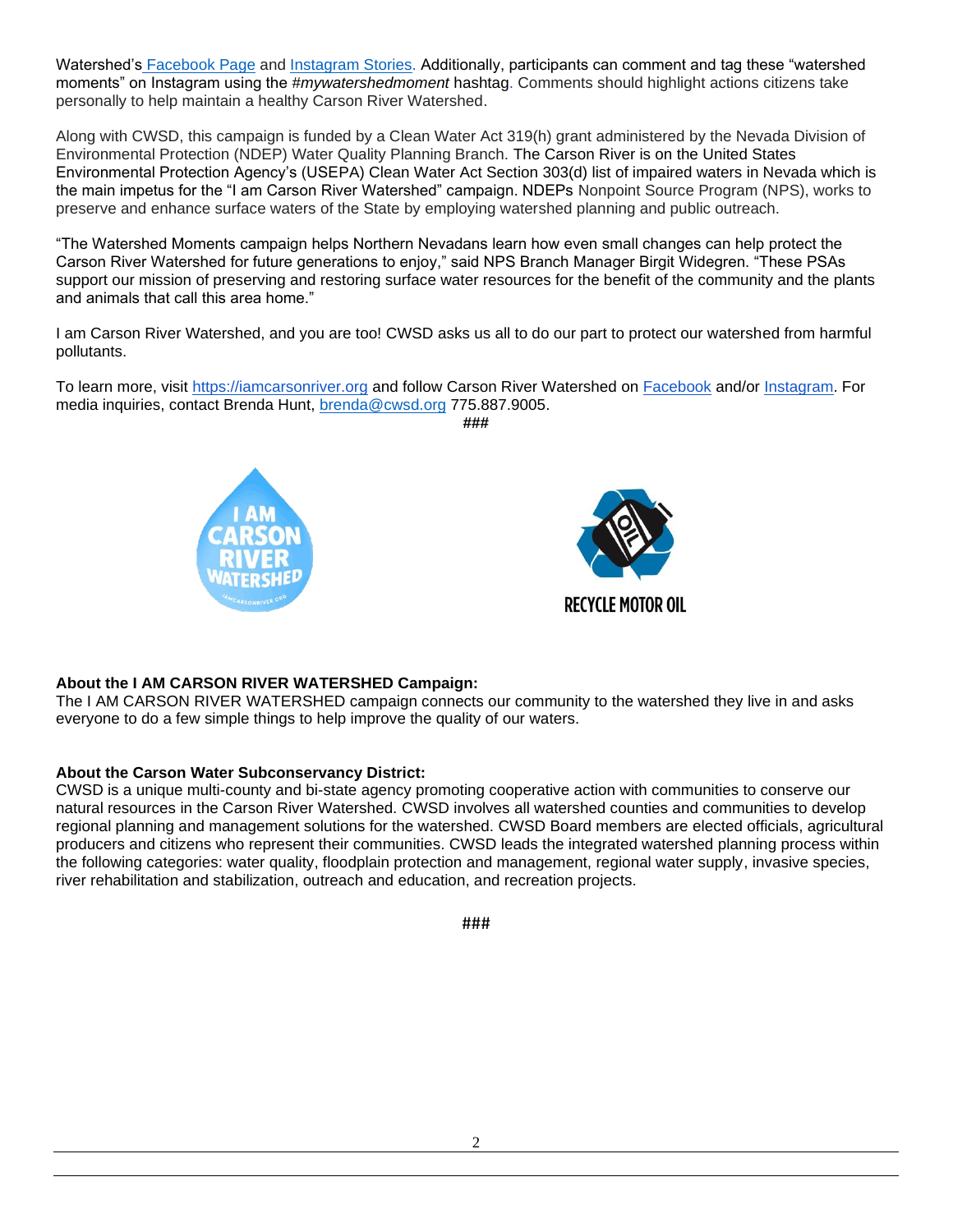Watershed's [Facebook Page] and [Instagram Stories]. Additionally, participants can comment and tag these "watershed moments" on Instagram using the #*mywatershedmoment* hashtag. Comments should highlight actions citizens take personally to help maintain a healthy Carson River Watershed.

Along with CWSD, this campaign is funded by a Clean Water Act 319(h) grant administered by the Nevada Division of Environmental Protection (NDEP) Water Quality Planning Branch. The Carson River is on the United States Environmental Protection Agency's (USEPA) Clean Water Act Section 303(d) list of impaired waters in Nevada which is the main impetus for the "I am Carson River Watershed" campaign. NDEPs Nonpoint Source Program (NPS), works to preserve and enhance surface waters of the State by employing watershed planning and public outreach.

"The Watershed Moments campaign helps Northern Nevadans learn how even small changes can help protect the Carson River Watershed for future generations to enjoy," said NPS Branch Manager Birgit Widegren. "These PSAs support our mission of preserving and restoring surface water resources for the benefit of the community and the plants and animals that call this area home."

I am Carson River Watershed, and you are too! CWSD asks us all to do our part to protect our watershed from harmful pollutants.

To learn more, visit https://iamcarsonriver.org and follow Carson River Watershed on Facebook and/or Instagram. For media inquiries, contact Brenda Hunt, brenda@cwsd.org 775.887.9005.

###

I AM CARSON RIVER WATERSHED
IAMCARSONRIVER.ORG

RECYCLE MOTOR OIL

**About the I AM CARSON RIVER WATERSHED Campaign:**
The I AM CARSON RIVER WATERSHED campaign connects our community to the watershed they live in and asks everyone to do a few simple things to help improve the quality of our waters.

**About the Carson Water Subconservancy District:**
CWSD is a unique multi-county and bi-state agency promoting cooperative action with communities to conserve our natural resources in the Carson River Watershed. CWSD involves all watershed counties and communities to develop regional planning and management solutions for the watershed. CWSD Board members are elected officials, agricultural producers and citizens who represent their communities. CWSD leads the integrated watershed planning process within the following categories: water quality, floodplain protection and management, regional water supply, invasive species, river rehabilitation and stabilization, outreach and education, and recreation projects.

###